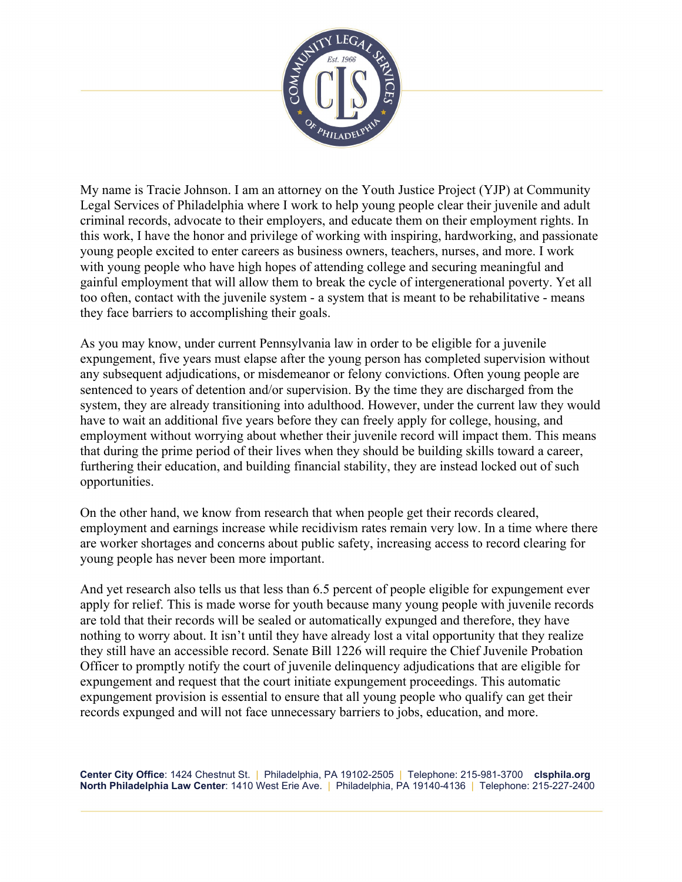My name is Tracie Johnson. I am an attorney on the Youth Justice Project (YJP) at Community Legal Services of Philadelphia where I work to help young people clear their juvenile and adult criminal records, advocate to their employers, and educate them on their employment rights. In this work, I have the honor and privilege of working with inspiring, hardworking, and passionate young people excited to enter careers as business owners, teachers, nurses, and more. I work with young people who have high hopes of attending college and securing meaningful and gainful employment that will allow them to break the cycle of intergenerational poverty. Yet all too often, contact with the juvenile system - a system that is meant to be rehabilitative - means they face barriers to accomplishing their goals.

As you may know, under current Pennsylvania law in order to be eligible for a juvenile expungement, five years must elapse after the young person has completed supervision without any subsequent adjudications, or misdemeanor or felony convictions. Often young people are sentenced to years of detention and/or supervision. By the time they are discharged from the system, they are already transitioning into adulthood. However, under the current law they would have to wait an additional five years before they can freely apply for college, housing, and employment without worrying about whether their juvenile record will impact them. This means that during the prime period of their lives when they should be building skills toward a career, furthering their education, and building financial stability, they are instead locked out of such opportunities.

On the other hand, we know from research that when people get their records cleared, employment and earnings increase while recidivism rates remain very low. In a time where there are worker shortages and concerns about public safety, increasing access to record clearing for young people has never been more important.

And yet research also tells us that less than 6.5 percent of people eligible for expungement ever apply for relief. This is made worse for youth because many young people with juvenile records are told that their records will be sealed or automatically expunged and therefore, they have nothing to worry about. It isn't until they have already lost a vital opportunity that they realize they still have an accessible record. Senate Bill 1226 will require the Chief Juvenile Probation Officer to promptly notify the court of juvenile delinquency adjudications that are eligible for expungement and request that the court initiate expungement proceedings. This automatic expungement provision is essential to ensure that all young people who qualify can get their records expunged and will not face unnecessary barriers to jobs, education, and more.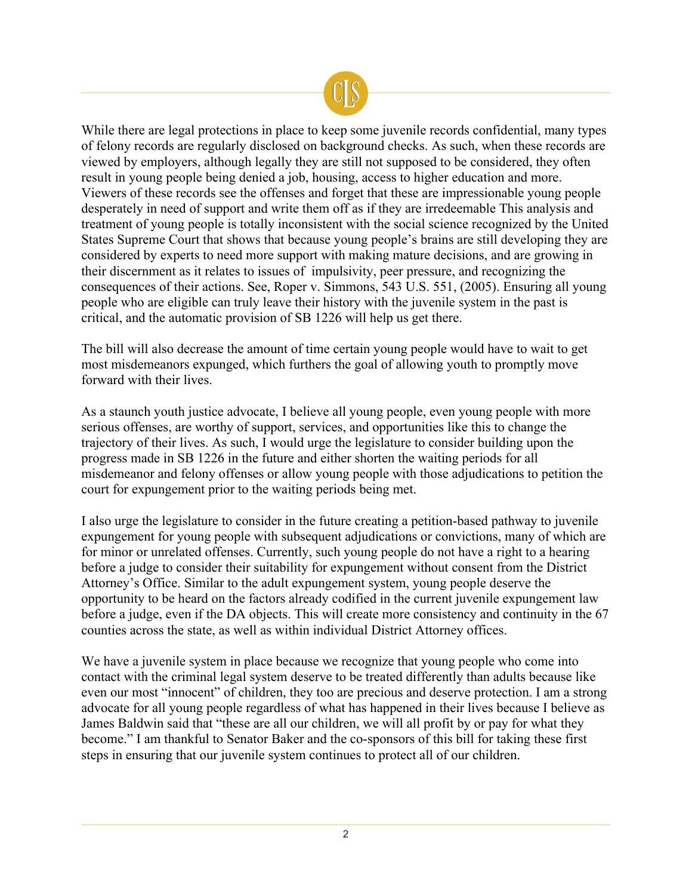While there are legal protections in place to keep some juvenile records confidential, many types of felony records are regularly disclosed on background checks. As such, when these records are viewed by employers, although legally they are still not supposed to be considered, they often result in young people being denied a job, housing, access to higher education and more. Viewers of these records see the offenses and forget that these are impressionable young people desperately in need of support and write them off as if they are irredeemable This analysis and treatment of young people is totally inconsistent with the social science recognized by the United States Supreme Court that shows that because young people's brains are still developing they are considered by experts to need more support with making mature decisions, and are growing in their discernment as it relates to issues of impulsivity, peer pressure, and recognizing the consequences of their actions. See, Roper v. Simmons, 543 U.S. 551, (2005). Ensuring all young people who are eligible can truly leave their history with the juvenile system in the past is critical, and the automatic provision of SB 1226 will help us get there.

The bill will also decrease the amount of time certain young people would have to wait to get most misdemeanors expunged, which furthers the goal of allowing youth to promptly move forward with their lives.

As a staunch youth justice advocate, I believe all young people, even young people with more serious offenses, are worthy of support, services, and opportunities like this to change the trajectory of their lives. As such, I would urge the legislature to consider building upon the progress made in SB 1226 in the future and either shorten the waiting periods for all misdemeanor and felony offenses or allow young people with those adjudications to petition the court for expungement prior to the waiting periods being met.

I also urge the legislature to consider in the future creating a petition-based pathway to juvenile expungement for young people with subsequent adjudications or convictions, many of which are for minor or unrelated offenses. Currently, such young people do not have a right to a hearing before a judge to consider their suitability for expungement without consent from the District Attorney's Office. Similar to the adult expungement system, young people deserve the opportunity to be heard on the factors already codified in the current juvenile expungement law before a judge, even if the DA objects. This will create more consistency and continuity in the 67 counties across the state, as well as within individual District Attorney offices.

We have a juvenile system in place because we recognize that young people who come into contact with the criminal legal system deserve to be treated differently than adults because like even our most "innocent" of children, they too are precious and deserve protection. I am a strong advocate for all young people regardless of what has happened in their lives because I believe as James Baldwin said that "these are all our children, we will all profit by or pay for what they become." I am thankful to Senator Baker and the co-sponsors of this bill for taking these first steps in ensuring that our juvenile system continues to protect all of our children.